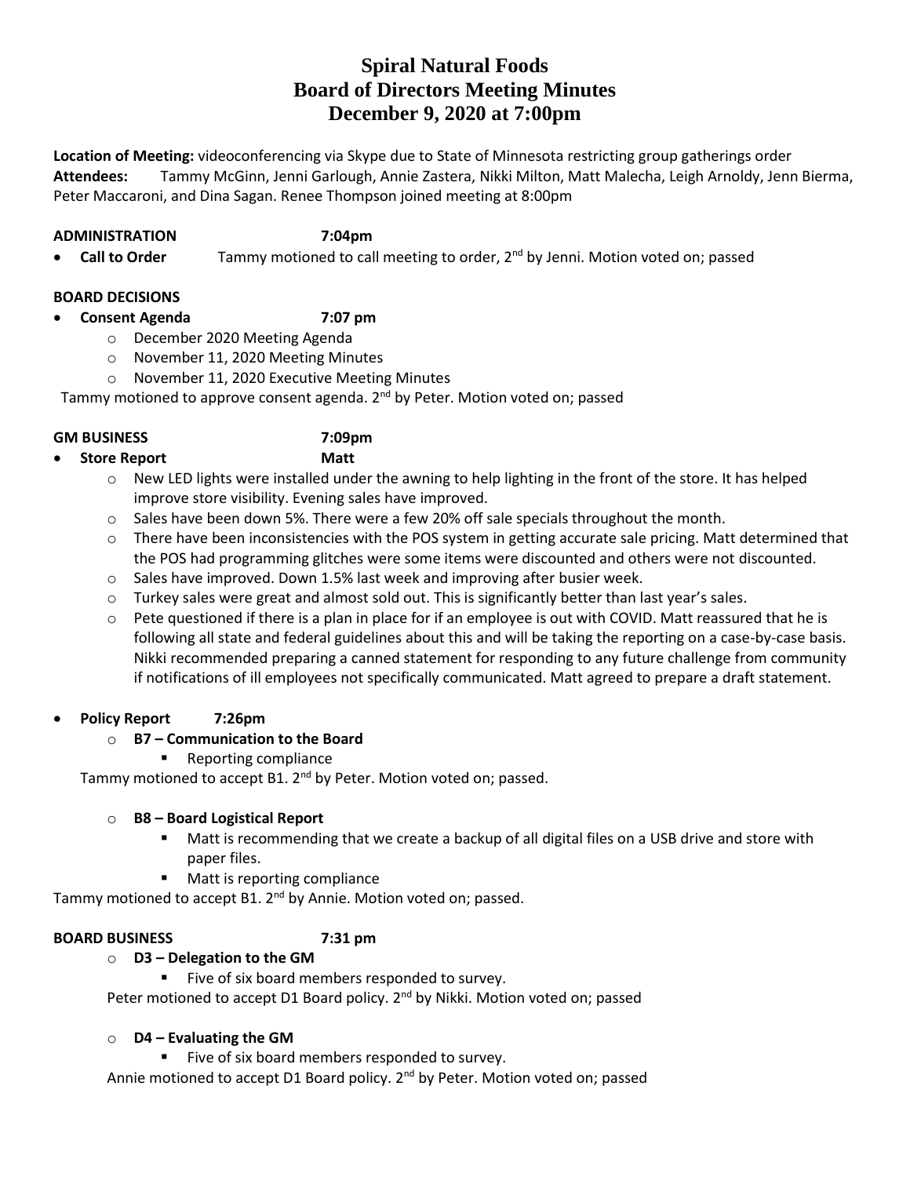# Spiral Natural Foods
# Board of Directors Meeting Minutes
# December 9, 2020 at 7:00pm

**Location of Meeting:** videoconferencing via Skype due to State of Minnesota restricting group gatherings order
**Attendees:** Tammy McGinn, Jenni Garlough, Annie Zastera, Nikki Milton, Matt Malecha, Leigh Arnoldy, Jenn Bierma, Peter Maccaroni, and Dina Sagan. Renee Thompson joined meeting at 8:00pm

**ADMINISTRATION 7:04pm**

- **Call to Order** Tammy motioned to call meeting to order, 2nd by Jenni. Motion voted on; passed

**BOARD DECISIONS**

- **Consent Agenda 7:07 pm**
  - December 2020 Meeting Agenda
  - November 11, 2020 Meeting Minutes
  - November 11, 2020 Executive Meeting Minutes

Tammy motioned to approve consent agenda. 2nd by Peter. Motion voted on; passed

**GM BUSINESS 7:09pm**

- **Store Report Matt**
  - New LED lights were installed under the awning to help lighting in the front of the store. It has helped improve store visibility. Evening sales have improved.
  - Sales have been down 5%. There were a few 20% off sale specials throughout the month.
  - There have been inconsistencies with the POS system in getting accurate sale pricing. Matt determined that the POS had programming glitches were some items were discounted and others were not discounted.
  - Sales have improved. Down 1.5% last week and improving after busier week.
  - Turkey sales were great and almost sold out. This is significantly better than last year's sales.
  - Pete questioned if there is a plan in place for if an employee is out with COVID. Matt reassured that he is following all state and federal guidelines about this and will be taking the reporting on a case-by-case basis. Nikki recommended preparing a canned statement for responding to any future challenge from community if notifications of ill employees not specifically communicated. Matt agreed to prepare a draft statement.

- **Policy Report 7:26pm**
  - **B7 – Communication to the Board**
    - Reporting compliance

  Tammy motioned to accept B1. 2nd by Peter. Motion voted on; passed.

  - **B8 – Board Logistical Report**
    - Matt is recommending that we create a backup of all digital files on a USB drive and store with paper files.
    - Matt is reporting compliance

Tammy motioned to accept B1. 2nd by Annie. Motion voted on; passed.

**BOARD BUSINESS 7:31 pm**

- **D3 – Delegation to the GM**
  - Five of six board members responded to survey.

Peter motioned to accept D1 Board policy. 2nd by Nikki. Motion voted on; passed

- **D4 – Evaluating the GM**
  - Five of six board members responded to survey.

Annie motioned to accept D1 Board policy. 2nd by Peter. Motion voted on; passed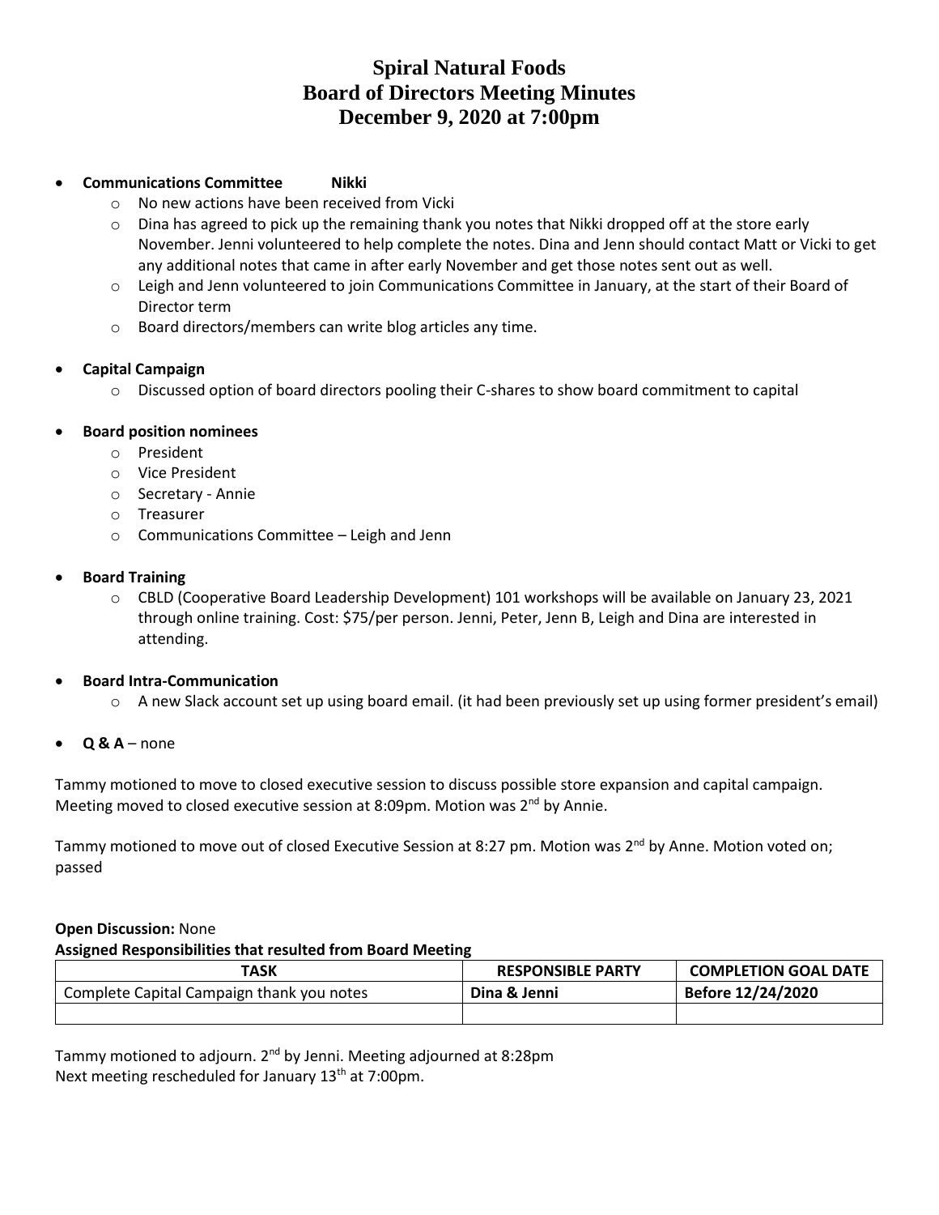# Spiral Natural Foods
# Board of Directors Meeting Minutes
# December 9, 2020 at 7:00pm

- **Communications Committee Nikki**
  - No new actions have been received from Vicki
  - Dina has agreed to pick up the remaining thank you notes that Nikki dropped off at the store early November. Jenni volunteered to help complete the notes. Dina and Jenn should contact Matt or Vicki to get any additional notes that came in after early November and get those notes sent out as well.
  - Leigh and Jenn volunteered to join Communications Committee in January, at the start of their Board of Director term
  - Board directors/members can write blog articles any time.

- **Capital Campaign**
  - Discussed option of board directors pooling their C-shares to show board commitment to capital

- **Board position nominees**
  - President
  - Vice President
  - Secretary - Annie
  - Treasurer
  - Communications Committee – Leigh and Jenn

- **Board Training**
  - CBLD (Cooperative Board Leadership Development) 101 workshops will be available on January 23, 2021 through online training. Cost: $75/per person. Jenni, Peter, Jenn B, Leigh and Dina are interested in attending.

- **Board Intra-Communication**
  - A new Slack account set up using board email. (it had been previously set up using former president's email)

- **Q & A** – none

Tammy motioned to move to closed executive session to discuss possible store expansion and capital campaign. Meeting moved to closed executive session at 8:09pm. Motion was 2nd by Annie.

Tammy motioned to move out of closed Executive Session at 8:27 pm. Motion was 2nd by Anne. Motion voted on; passed

**Open Discussion:** None

**Assigned Responsibilities that resulted from Board Meeting**

| TASK | RESPONSIBLE PARTY | COMPLETION GOAL DATE |
|---|---|---|
| Complete Capital Campaign thank you notes | **Dina & Jenni** | **Before 12/24/2020** |
| | | |

Tammy motioned to adjourn. 2nd by Jenni. Meeting adjourned at 8:28pm
Next meeting rescheduled for January 13th at 7:00pm.